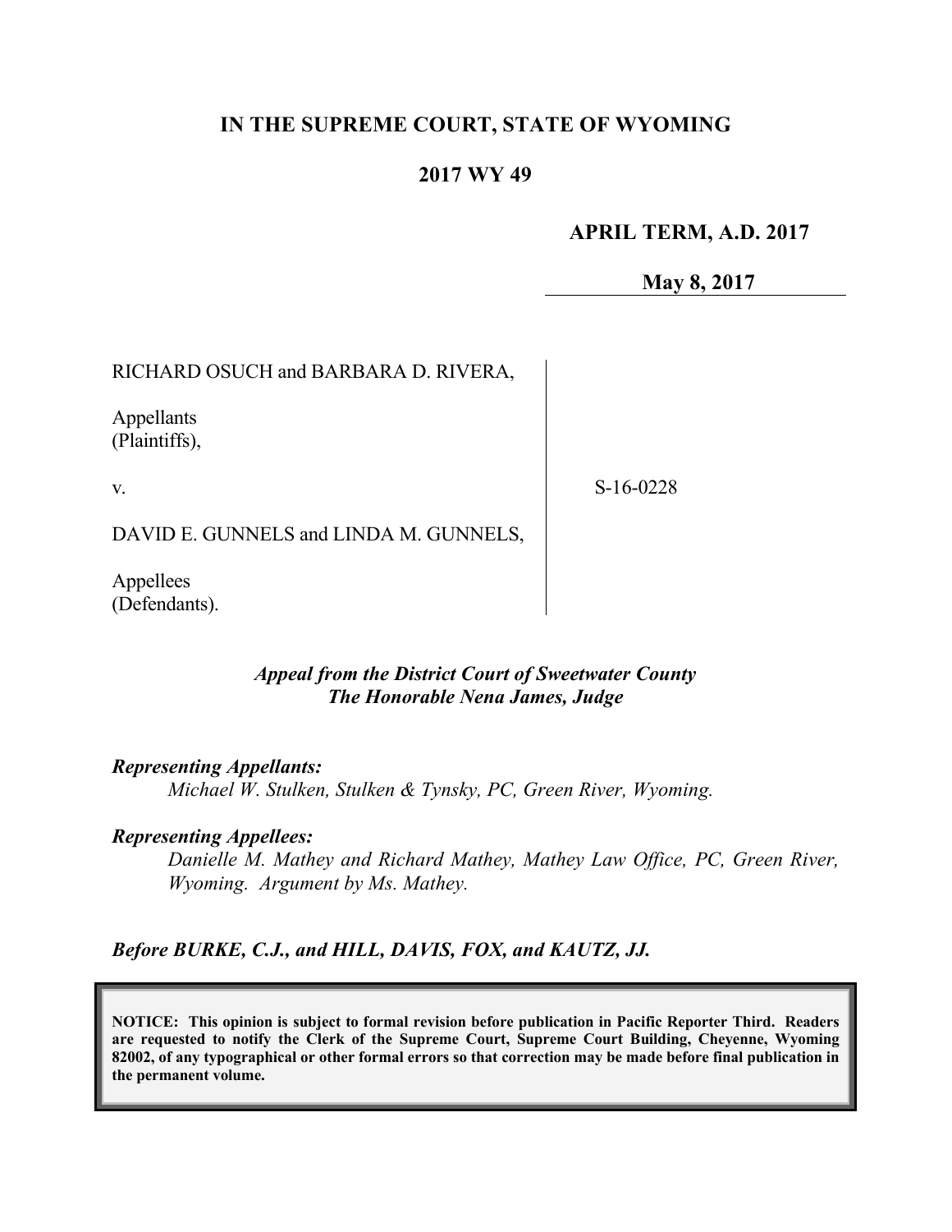**IN THE SUPREME COURT, STATE OF WYOMING**

**2017 WY 49**

**APRIL TERM, A.D. 2017**

**May 8, 2017**

| | |
|---|---|
| RICHARD OSUCH and BARBARA D. RIVERA,<br><br>Appellants<br>(Plaintiffs),<br><br>v.<br><br>DAVID E. GUNNELS and LINDA M. GUNNELS,<br><br>Appellees<br>(Defendants). | S-16-0228 |

*Appeal from the District Court of Sweetwater County*
*The Honorable Nena James, Judge*

***Representing Appellants:***
*Michael W. Stulken, Stulken & Tynsky, PC, Green River, Wyoming.*

***Representing Appellees:***
*Danielle M. Mathey and Richard Mathey, Mathey Law Office, PC, Green River, Wyoming. Argument by Ms. Mathey.*

***Before BURKE, C.J., and HILL, DAVIS, FOX, and KAUTZ, JJ.***

**NOTICE: This opinion is subject to formal revision before publication in Pacific Reporter Third. Readers are requested to notify the Clerk of the Supreme Court, Supreme Court Building, Cheyenne, Wyoming 82002, of any typographical or other formal errors so that correction may be made before final publication in the permanent volume.**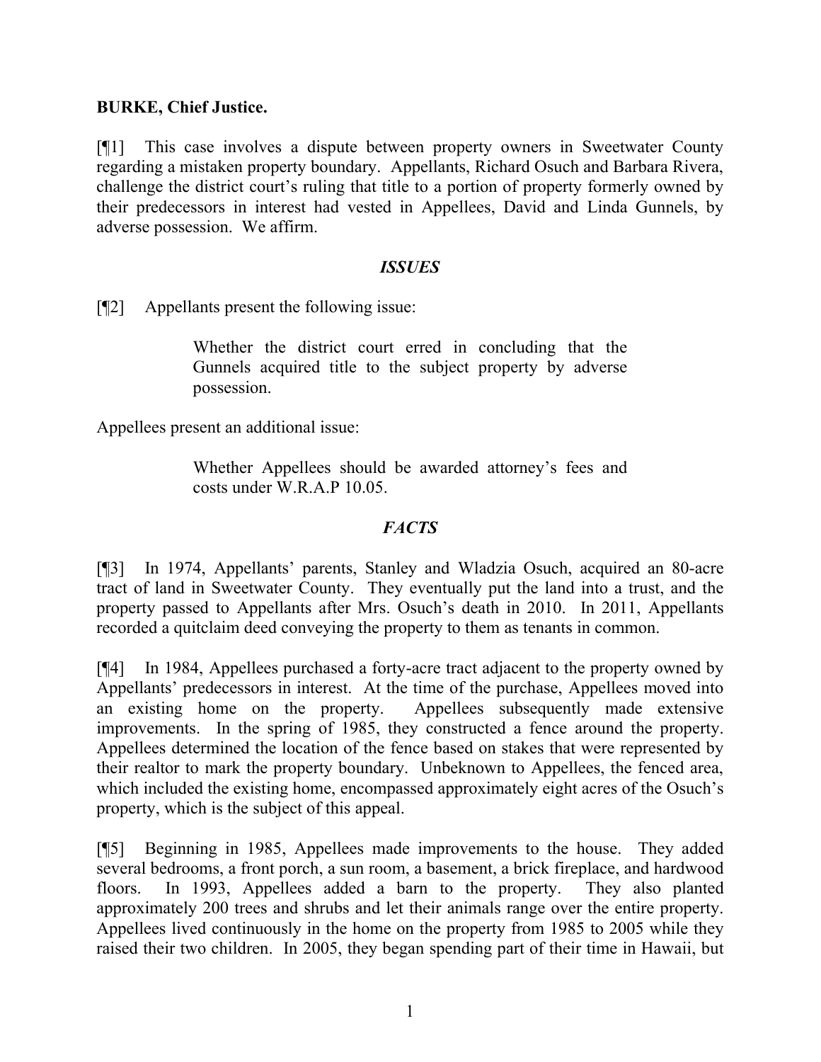**BURKE, Chief Justice.**

[¶1] This case involves a dispute between property owners in Sweetwater County regarding a mistaken property boundary. Appellants, Richard Osuch and Barbara Rivera, challenge the district court's ruling that title to a portion of property formerly owned by their predecessors in interest had vested in Appellees, David and Linda Gunnels, by adverse possession. We affirm.

## *ISSUES*

[¶2] Appellants present the following issue:

> Whether the district court erred in concluding that the Gunnels acquired title to the subject property by adverse possession.

Appellees present an additional issue:

> Whether Appellees should be awarded attorney's fees and costs under W.R.A.P 10.05.

## *FACTS*

[¶3] In 1974, Appellants' parents, Stanley and Wladzia Osuch, acquired an 80-acre tract of land in Sweetwater County. They eventually put the land into a trust, and the property passed to Appellants after Mrs. Osuch's death in 2010. In 2011, Appellants recorded a quitclaim deed conveying the property to them as tenants in common.

[¶4] In 1984, Appellees purchased a forty-acre tract adjacent to the property owned by Appellants' predecessors in interest. At the time of the purchase, Appellees moved into an existing home on the property. Appellees subsequently made extensive improvements. In the spring of 1985, they constructed a fence around the property. Appellees determined the location of the fence based on stakes that were represented by their realtor to mark the property boundary. Unbeknown to Appellees, the fenced area, which included the existing home, encompassed approximately eight acres of the Osuch's property, which is the subject of this appeal.

[¶5] Beginning in 1985, Appellees made improvements to the house. They added several bedrooms, a front porch, a sun room, a basement, a brick fireplace, and hardwood floors. In 1993, Appellees added a barn to the property. They also planted approximately 200 trees and shrubs and let their animals range over the entire property. Appellees lived continuously in the home on the property from 1985 to 2005 while they raised their two children. In 2005, they began spending part of their time in Hawaii, but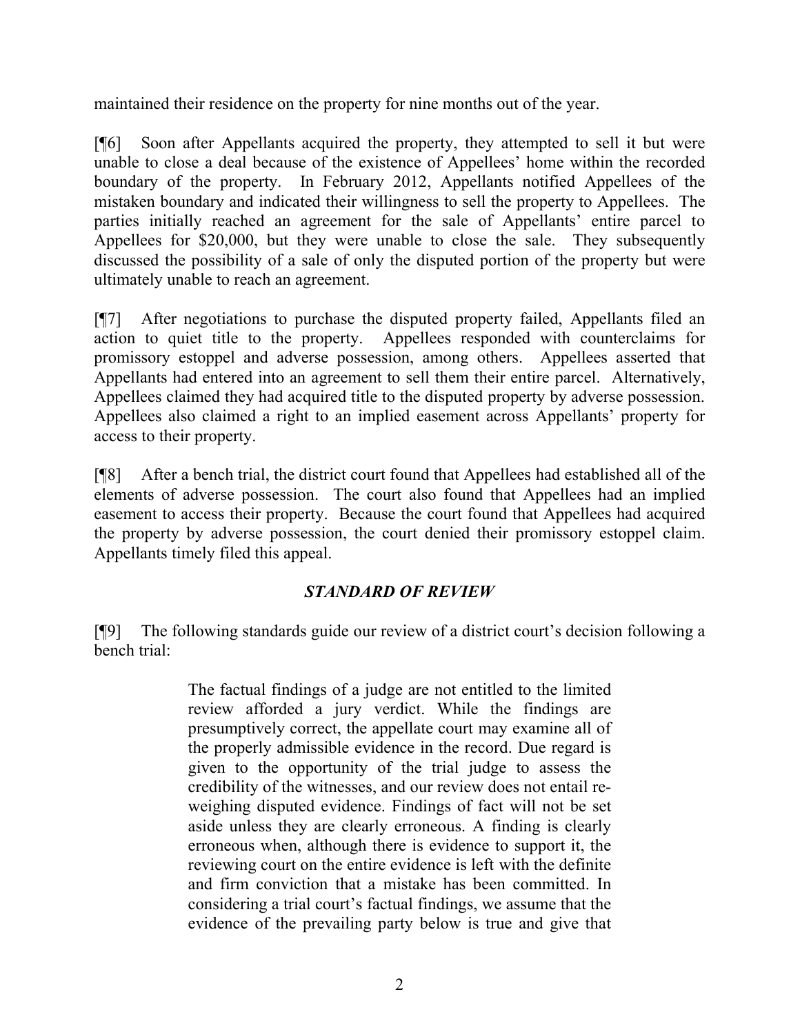maintained their residence on the property for nine months out of the year.

[¶6] Soon after Appellants acquired the property, they attempted to sell it but were unable to close a deal because of the existence of Appellees' home within the recorded boundary of the property. In February 2012, Appellants notified Appellees of the mistaken boundary and indicated their willingness to sell the property to Appellees. The parties initially reached an agreement for the sale of Appellants' entire parcel to Appellees for $20,000, but they were unable to close the sale. They subsequently discussed the possibility of a sale of only the disputed portion of the property but were ultimately unable to reach an agreement.

[¶7] After negotiations to purchase the disputed property failed, Appellants filed an action to quiet title to the property. Appellees responded with counterclaims for promissory estoppel and adverse possession, among others. Appellees asserted that Appellants had entered into an agreement to sell them their entire parcel. Alternatively, Appellees claimed they had acquired title to the disputed property by adverse possession. Appellees also claimed a right to an implied easement across Appellants' property for access to their property.

[¶8] After a bench trial, the district court found that Appellees had established all of the elements of adverse possession. The court also found that Appellees had an implied easement to access their property. Because the court found that Appellees had acquired the property by adverse possession, the court denied their promissory estoppel claim. Appellants timely filed this appeal.

## *STANDARD OF REVIEW*

[¶9] The following standards guide our review of a district court's decision following a bench trial:

> The factual findings of a judge are not entitled to the limited review afforded a jury verdict. While the findings are presumptively correct, the appellate court may examine all of the properly admissible evidence in the record. Due regard is given to the opportunity of the trial judge to assess the credibility of the witnesses, and our review does not entail re-weighing disputed evidence. Findings of fact will not be set aside unless they are clearly erroneous. A finding is clearly erroneous when, although there is evidence to support it, the reviewing court on the entire evidence is left with the definite and firm conviction that a mistake has been committed. In considering a trial court's factual findings, we assume that the evidence of the prevailing party below is true and give that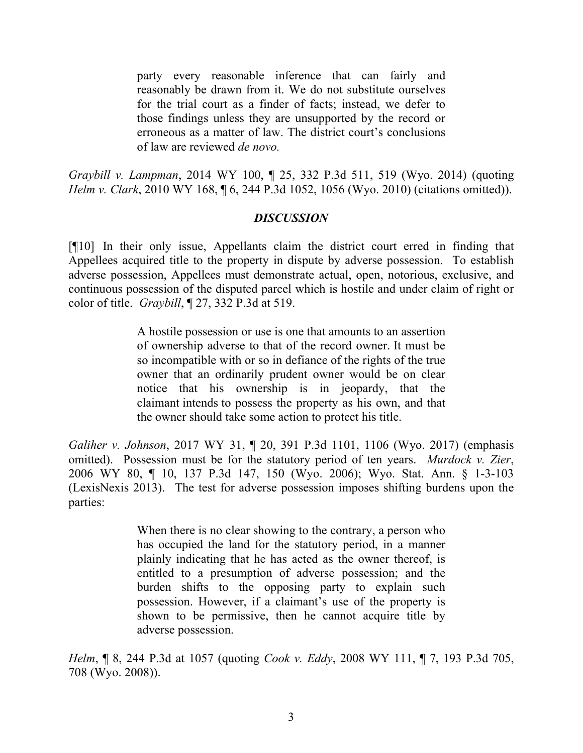> party every reasonable inference that can fairly and reasonably be drawn from it. We do not substitute ourselves for the trial court as a finder of facts; instead, we defer to those findings unless they are unsupported by the record or erroneous as a matter of law. The district court's conclusions of law are reviewed *de novo.*

*Graybill v. Lampman*, 2014 WY 100, ¶ 25, 332 P.3d 511, 519 (Wyo. 2014) (quoting *Helm v. Clark*, 2010 WY 168, ¶ 6, 244 P.3d 1052, 1056 (Wyo. 2010) (citations omitted)).

## *DISCUSSION*

[¶10] In their only issue, Appellants claim the district court erred in finding that Appellees acquired title to the property in dispute by adverse possession. To establish adverse possession, Appellees must demonstrate actual, open, notorious, exclusive, and continuous possession of the disputed parcel which is hostile and under claim of right or color of title. *Graybill*, ¶ 27, 332 P.3d at 519.

> A hostile possession or use is one that amounts to an assertion of ownership adverse to that of the record owner. It must be so incompatible with or so in defiance of the rights of the true owner that an ordinarily prudent owner would be on clear notice that his ownership is in jeopardy, that the claimant intends to possess the property as his own, and that the owner should take some action to protect his title.

*Galiher v. Johnson*, 2017 WY 31, ¶ 20, 391 P.3d 1101, 1106 (Wyo. 2017) (emphasis omitted). Possession must be for the statutory period of ten years. *Murdock v. Zier*, 2006 WY 80, ¶ 10, 137 P.3d 147, 150 (Wyo. 2006); Wyo. Stat. Ann. § 1-3-103 (LexisNexis 2013). The test for adverse possession imposes shifting burdens upon the parties:

> When there is no clear showing to the contrary, a person who has occupied the land for the statutory period, in a manner plainly indicating that he has acted as the owner thereof, is entitled to a presumption of adverse possession; and the burden shifts to the opposing party to explain such possession. However, if a claimant's use of the property is shown to be permissive, then he cannot acquire title by adverse possession.

*Helm*, ¶ 8, 244 P.3d at 1057 (quoting *Cook v. Eddy*, 2008 WY 111, ¶ 7, 193 P.3d 705, 708 (Wyo. 2008)).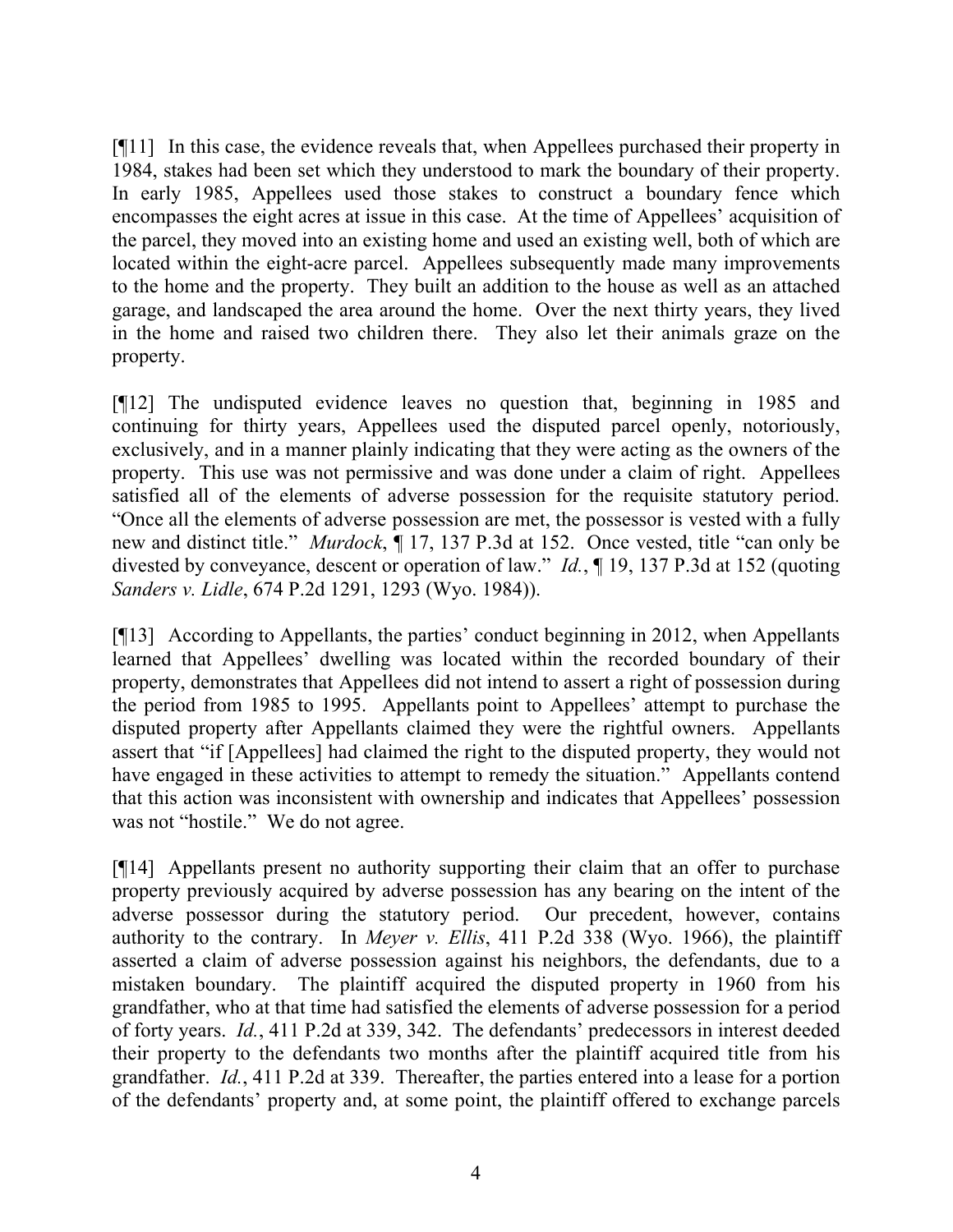[¶11] In this case, the evidence reveals that, when Appellees purchased their property in 1984, stakes had been set which they understood to mark the boundary of their property. In early 1985, Appellees used those stakes to construct a boundary fence which encompasses the eight acres at issue in this case. At the time of Appellees' acquisition of the parcel, they moved into an existing home and used an existing well, both of which are located within the eight-acre parcel. Appellees subsequently made many improvements to the home and the property. They built an addition to the house as well as an attached garage, and landscaped the area around the home. Over the next thirty years, they lived in the home and raised two children there. They also let their animals graze on the property.

[¶12] The undisputed evidence leaves no question that, beginning in 1985 and continuing for thirty years, Appellees used the disputed parcel openly, notoriously, exclusively, and in a manner plainly indicating that they were acting as the owners of the property. This use was not permissive and was done under a claim of right. Appellees satisfied all of the elements of adverse possession for the requisite statutory period. "Once all the elements of adverse possession are met, the possessor is vested with a fully new and distinct title." *Murdock*, ¶ 17, 137 P.3d at 152. Once vested, title "can only be divested by conveyance, descent or operation of law." *Id.*, ¶ 19, 137 P.3d at 152 (quoting *Sanders v. Lidle*, 674 P.2d 1291, 1293 (Wyo. 1984)).

[¶13] According to Appellants, the parties' conduct beginning in 2012, when Appellants learned that Appellees' dwelling was located within the recorded boundary of their property, demonstrates that Appellees did not intend to assert a right of possession during the period from 1985 to 1995. Appellants point to Appellees' attempt to purchase the disputed property after Appellants claimed they were the rightful owners. Appellants assert that "if [Appellees] had claimed the right to the disputed property, they would not have engaged in these activities to attempt to remedy the situation." Appellants contend that this action was inconsistent with ownership and indicates that Appellees' possession was not "hostile." We do not agree.

[¶14] Appellants present no authority supporting their claim that an offer to purchase property previously acquired by adverse possession has any bearing on the intent of the adverse possessor during the statutory period. Our precedent, however, contains authority to the contrary. In *Meyer v. Ellis*, 411 P.2d 338 (Wyo. 1966), the plaintiff asserted a claim of adverse possession against his neighbors, the defendants, due to a mistaken boundary. The plaintiff acquired the disputed property in 1960 from his grandfather, who at that time had satisfied the elements of adverse possession for a period of forty years. *Id.*, 411 P.2d at 339, 342. The defendants' predecessors in interest deeded their property to the defendants two months after the plaintiff acquired title from his grandfather. *Id.*, 411 P.2d at 339. Thereafter, the parties entered into a lease for a portion of the defendants' property and, at some point, the plaintiff offered to exchange parcels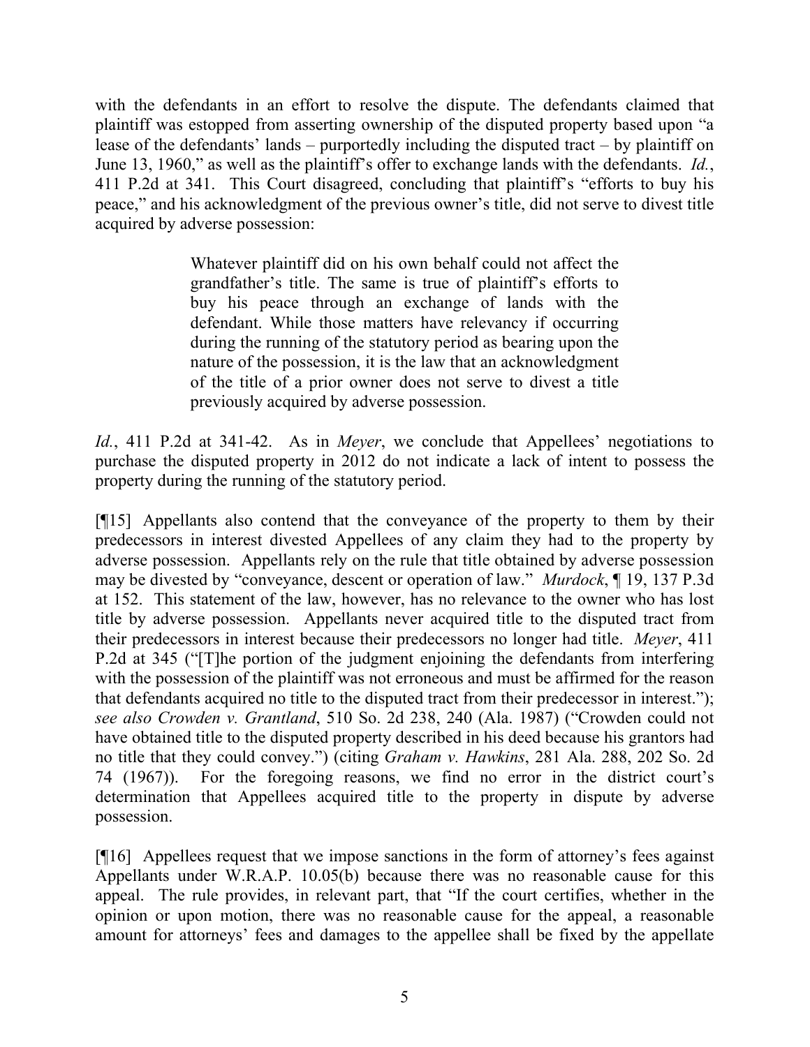with the defendants in an effort to resolve the dispute. The defendants claimed that plaintiff was estopped from asserting ownership of the disputed property based upon "a lease of the defendants' lands – purportedly including the disputed tract – by plaintiff on June 13, 1960," as well as the plaintiff's offer to exchange lands with the defendants. *Id.*, 411 P.2d at 341. This Court disagreed, concluding that plaintiff's "efforts to buy his peace," and his acknowledgment of the previous owner's title, did not serve to divest title acquired by adverse possession:

> Whatever plaintiff did on his own behalf could not affect the grandfather's title. The same is true of plaintiff's efforts to buy his peace through an exchange of lands with the defendant. While those matters have relevancy if occurring during the running of the statutory period as bearing upon the nature of the possession, it is the law that an acknowledgment of the title of a prior owner does not serve to divest a title previously acquired by adverse possession.

*Id.*, 411 P.2d at 341-42. As in *Meyer*, we conclude that Appellees' negotiations to purchase the disputed property in 2012 do not indicate a lack of intent to possess the property during the running of the statutory period.

[¶15] Appellants also contend that the conveyance of the property to them by their predecessors in interest divested Appellees of any claim they had to the property by adverse possession. Appellants rely on the rule that title obtained by adverse possession may be divested by "conveyance, descent or operation of law." *Murdock*, ¶ 19, 137 P.3d at 152. This statement of the law, however, has no relevance to the owner who has lost title by adverse possession. Appellants never acquired title to the disputed tract from their predecessors in interest because their predecessors no longer had title. *Meyer*, 411 P.2d at 345 ("[T]he portion of the judgment enjoining the defendants from interfering with the possession of the plaintiff was not erroneous and must be affirmed for the reason that defendants acquired no title to the disputed tract from their predecessor in interest."); *see also Crowden v. Grantland*, 510 So. 2d 238, 240 (Ala. 1987) ("Crowden could not have obtained title to the disputed property described in his deed because his grantors had no title that they could convey.") (citing *Graham v. Hawkins*, 281 Ala. 288, 202 So. 2d 74 (1967)). For the foregoing reasons, we find no error in the district court's determination that Appellees acquired title to the property in dispute by adverse possession.

[¶16] Appellees request that we impose sanctions in the form of attorney's fees against Appellants under W.R.A.P. 10.05(b) because there was no reasonable cause for this appeal. The rule provides, in relevant part, that "If the court certifies, whether in the opinion or upon motion, there was no reasonable cause for the appeal, a reasonable amount for attorneys' fees and damages to the appellee shall be fixed by the appellate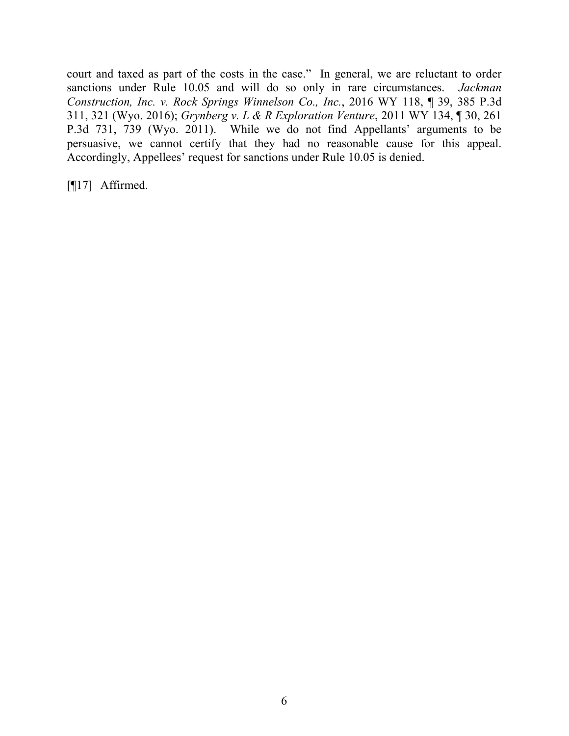court and taxed as part of the costs in the case." In general, we are reluctant to order sanctions under Rule 10.05 and will do so only in rare circumstances. *Jackman Construction, Inc. v. Rock Springs Winnelson Co., Inc.*, 2016 WY 118, ¶ 39, 385 P.3d 311, 321 (Wyo. 2016); *Grynberg v. L & R Exploration Venture*, 2011 WY 134, ¶ 30, 261 P.3d 731, 739 (Wyo. 2011). While we do not find Appellants' arguments to be persuasive, we cannot certify that they had no reasonable cause for this appeal. Accordingly, Appellees' request for sanctions under Rule 10.05 is denied.

[¶17] Affirmed.